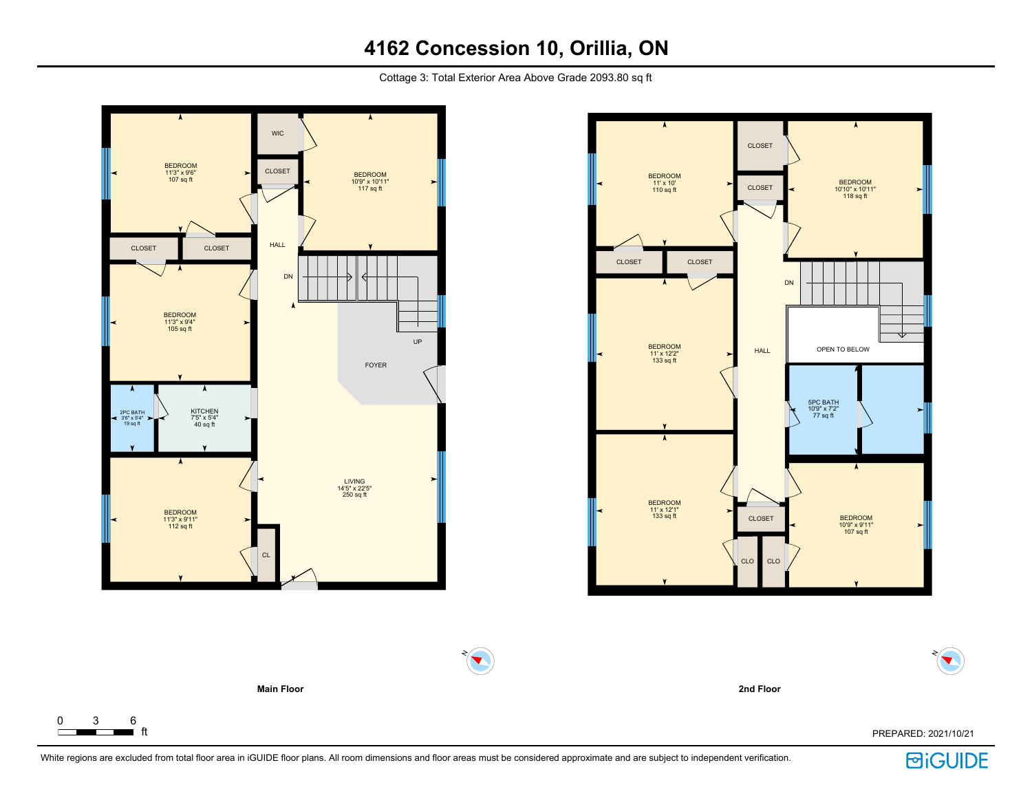# 4162 Concession 10, Orillia, ON

Cottage 3: Total Exterior Area Above Grade 2093.80 sq ft

## Main Floor

- BEDROOM 11'3" x 9'6" 107 sq ft
- WIC
- CLOSET
- BEDROOM 10'9" x 10'11" 117 sq ft
- CLOSET
- CLOSET
- HALL
- DN
- BEDROOM 11'3" x 9'4" 105 sq ft
- UP
- FOYER
- 2PC BATH 3'6" x 5'4" 19 sq ft
- KITCHEN 7'5" x 5'4" 40 sq ft
- LIVING 14'5" x 22'5" 250 sq ft
- BEDROOM 11'3" x 9'11" 112 sq ft
- CL

## 2nd Floor

- BEDROOM 11' x 10' 110 sq ft
- CLOSET
- CLOSET
- BEDROOM 10'10" x 10'11" 118 sq ft
- CLOSET
- CLOSET
- DN
- BEDROOM 11' x 12'2" 133 sq ft
- HALL
- OPEN TO BELOW
- 5PC BATH 10'9" x 7'2" 77 sq ft
- BEDROOM 11' x 12'1" 133 sq ft
- CLOSET
- CLO
- CLO
- BEDROOM 10'9" x 9'11" 107 sq ft

0 3 6 ft

PREPARED: 2021/10/21

White regions are excluded from total floor area in iGUIDE floor plans. All room dimensions and floor areas must be considered approximate and are subject to independent verification.

iGUIDE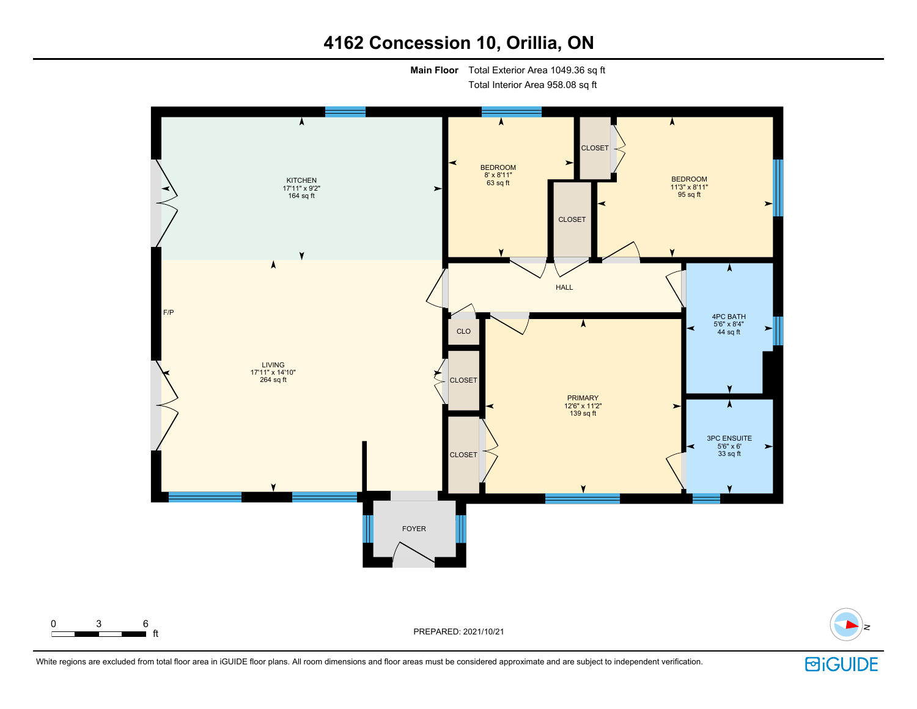# 4162 Concession 10, Orillia, ON

**Main Floor** Total Exterior Area 1049.36 sq ft
Total Interior Area 958.08 sq ft

KITCHEN
17'11" x 9'2"
164 sq ft

BEDROOM
8' x 8'11"
63 sq ft

CLOSET

BEDROOM
11'3" x 8'11"
95 sq ft

CLOSET

HALL

F/P

LIVING
17'11" x 14'10"
264 sq ft

CLO

CLOSET

CLOSET

PRIMARY
12'6" x 11'2"
139 sq ft

4PC BATH
5'6" x 8'4"
44 sq ft

3PC ENSUITE
5'6" x 6'
33 sq ft

FOYER

0 3 6 ft

N

PREPARED: 2021/10/21

White regions are excluded from total floor area in iGUIDE floor plans. All room dimensions and floor areas must be considered approximate and are subject to independent verification.

iGUIDE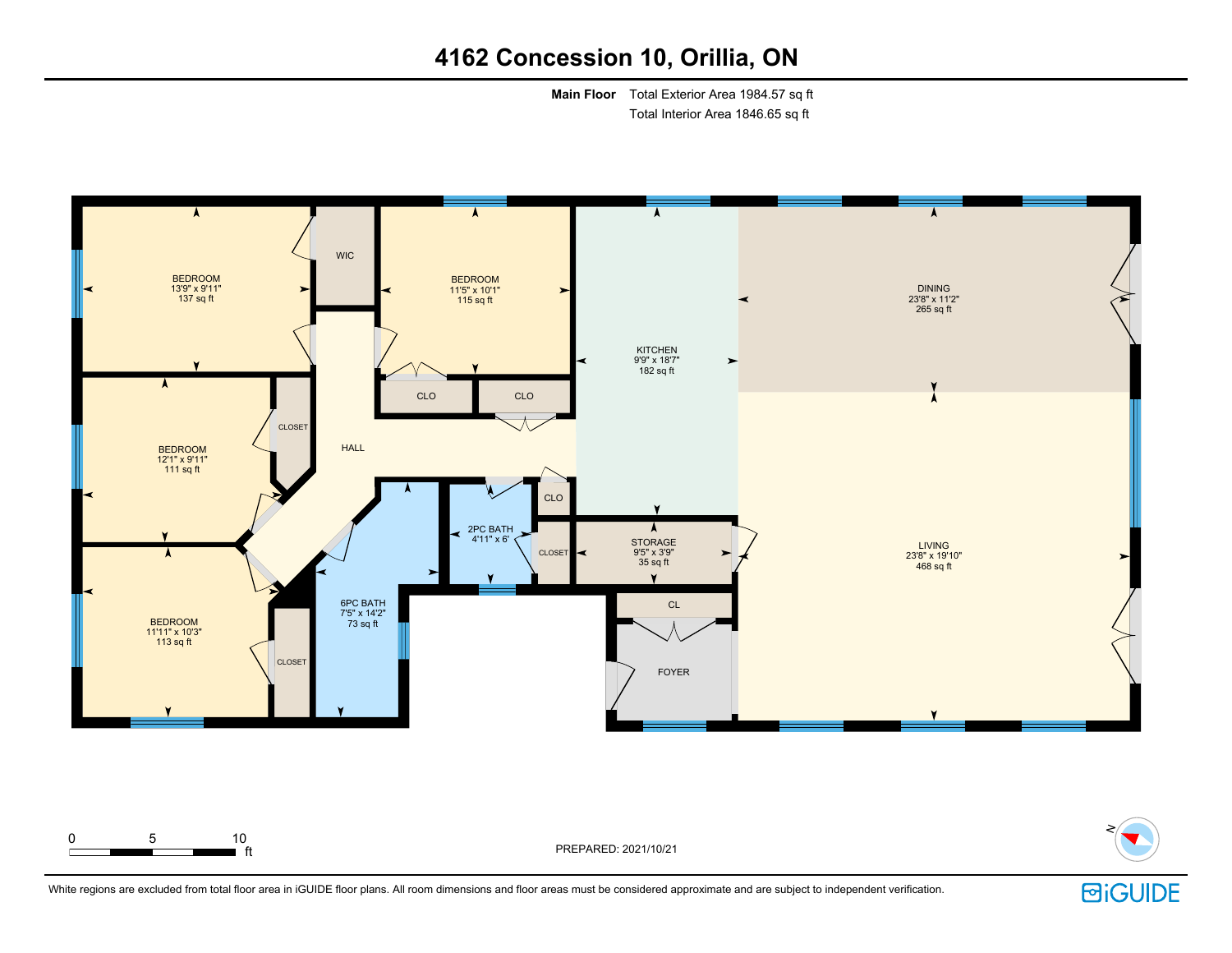# 4162 Concession 10, Orillia, ON

**Main Floor** Total Exterior Area 1984.57 sq ft
Total Interior Area 1846.65 sq ft

BEDROOM
13'9" x 9'11"
137 sq ft

WIC

BEDROOM
11'5" x 10'1"
115 sq ft

KITCHEN
9'9" x 18'7"
182 sq ft

DINING
23'8" x 11'2"
265 sq ft

CLO

CLO

BEDROOM
12'1" x 9'11"
111 sq ft

CLOSET

HALL

2PC BATH
4'11" x 6'

CLO

CLOSET

STORAGE
9'5" x 3'9"
35 sq ft

LIVING
23'8" x 19'10"
468 sq ft

BEDROOM
11'11" x 10'3"
113 sq ft

CLOSET

6PC BATH
7'5" x 14'2"
73 sq ft

CL

FOYER

0 5 10 ft

PREPARED: 2021/10/21

White regions are excluded from total floor area in iGUIDE floor plans. All room dimensions and floor areas must be considered approximate and are subject to independent verification.

iGUIDE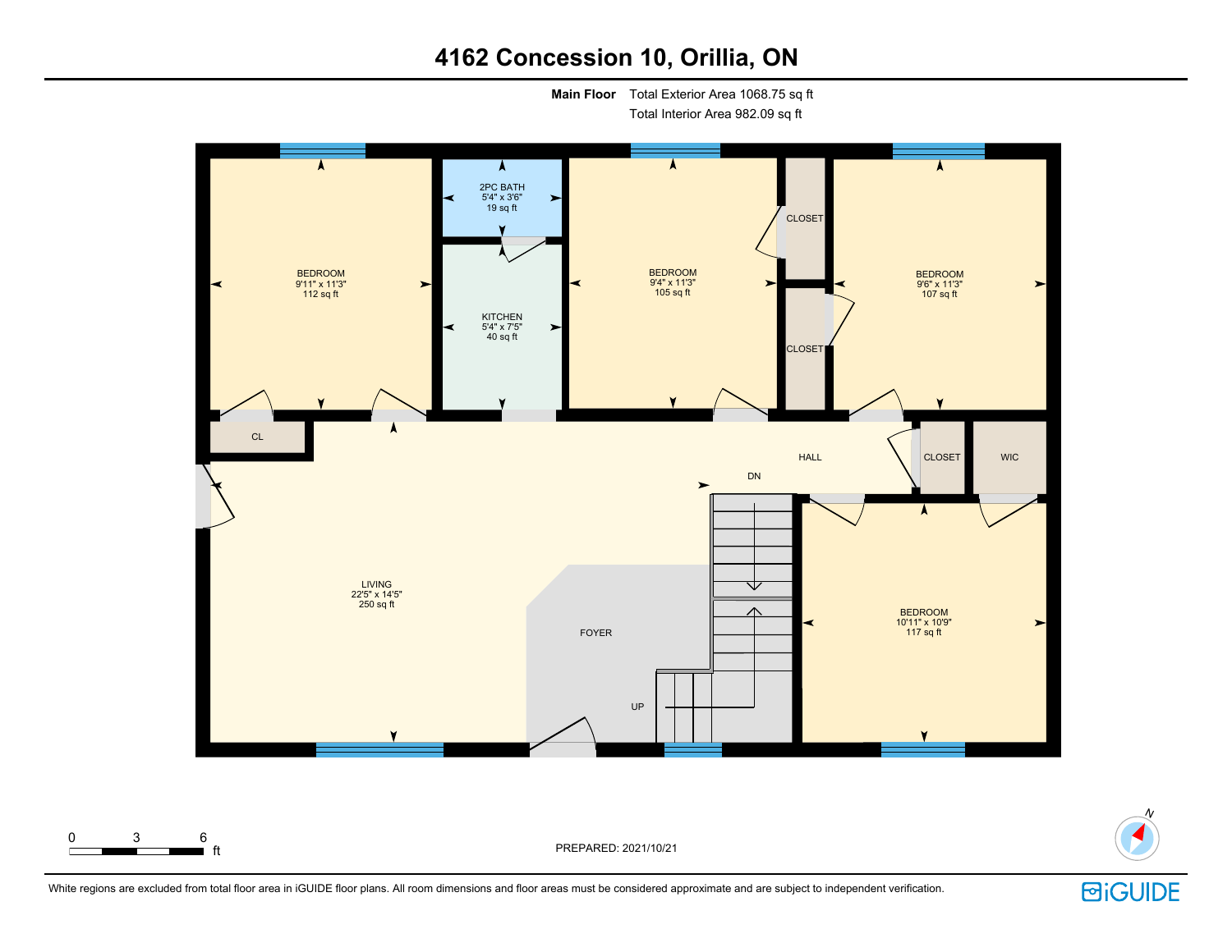# 4162 Concession 10, Orillia, ON

**Main Floor** Total Exterior Area 1068.75 sq ft
Total Interior Area 982.09 sq ft

BEDROOM
9'11" x 11'3"
112 sq ft

2PC BATH
5'4" x 3'6"
19 sq ft

KITCHEN
5'4" x 7'5"
40 sq ft

BEDROOM
9'4" x 11'3"
105 sq ft

CLOSET

CLOSET

BEDROOM
9'6" x 11'3"
107 sq ft

CL

HALL

DN

CLOSET

WIC

LIVING
22'5" x 14'5"
250 sq ft

FOYER

UP

BEDROOM
10'11" x 10'9"
117 sq ft

0 3 6 ft

PREPARED: 2021/10/21

N

White regions are excluded from total floor area in iGUIDE floor plans. All room dimensions and floor areas must be considered approximate and are subject to independent verification.

iGUIDE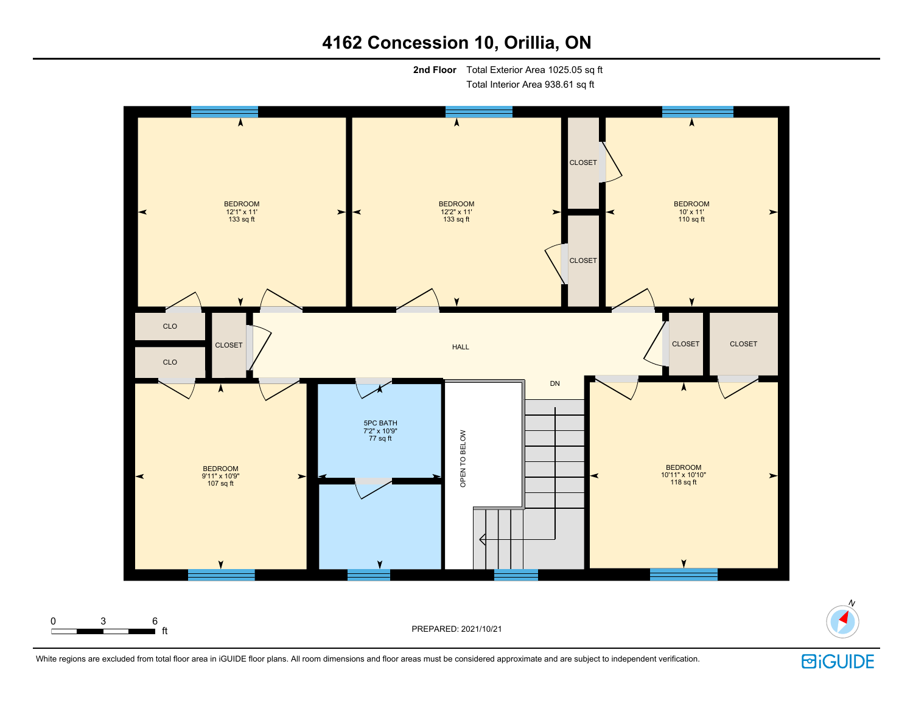# 4162 Concession 10, Orillia, ON

**2nd Floor** Total Exterior Area 1025.05 sq ft
Total Interior Area 938.61 sq ft

BEDROOM
12'1" x 11'
133 sq ft

BEDROOM
12'2" x 11'
133 sq ft

CLOSET

CLOSET

BEDROOM
10' x 11'
110 sq ft

CLO

CLO

CLOSET

HALL

CLOSET

CLOSET

DN

5PC BATH
7'2" x 10'9"
77 sq ft

OPEN TO BELOW

BEDROOM
9'11" x 10'9"
107 sq ft

BEDROOM
10'11" x 10'10"
118 sq ft

0 3 6 ft

PREPARED: 2021/10/21

N

White regions are excluded from total floor area in iGUIDE floor plans. All room dimensions and floor areas must be considered approximate and are subject to independent verification.

iGUIDE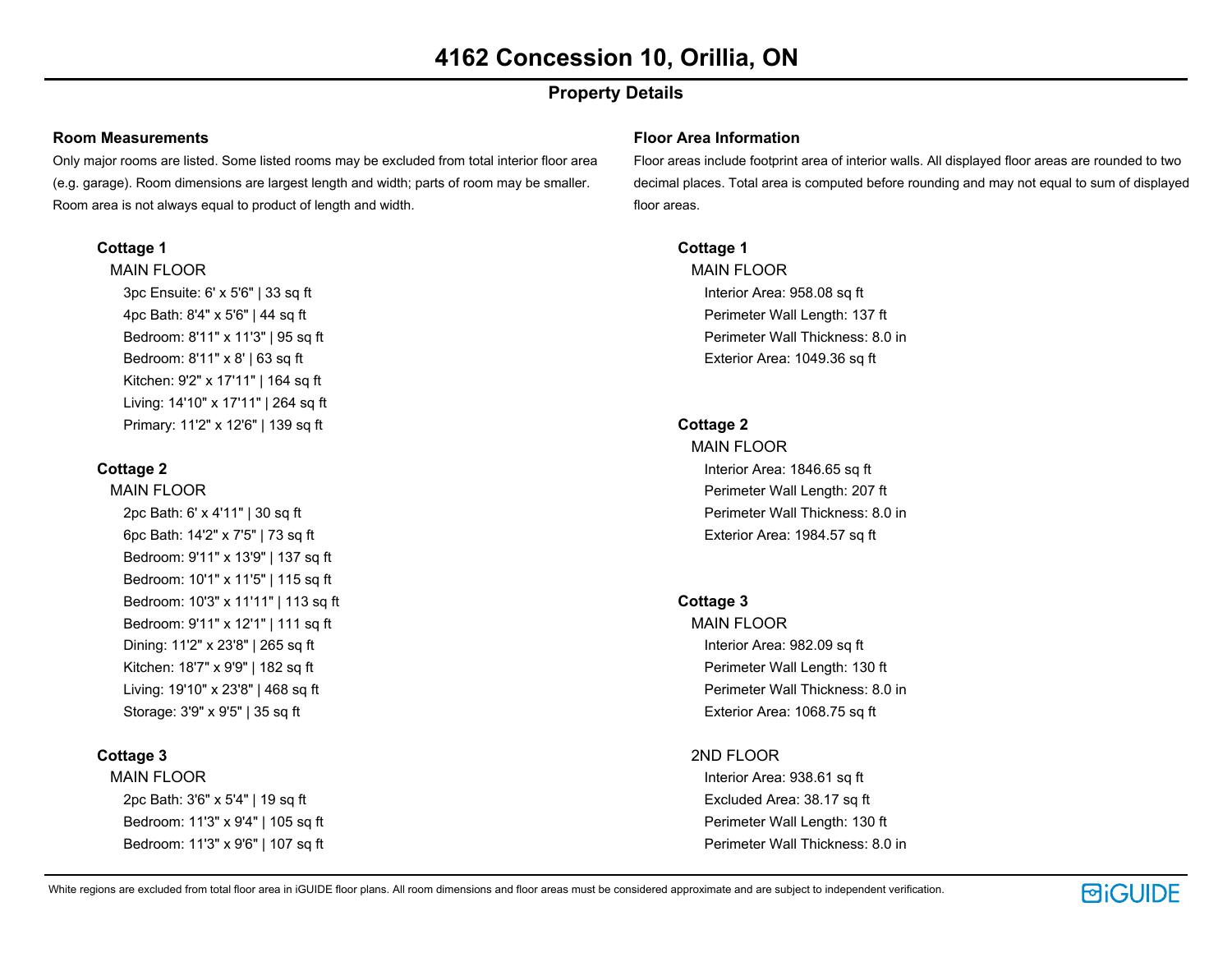# 4162 Concession 10, Orillia, ON

## Property Details

### Room Measurements

Only major rooms are listed. Some listed rooms may be excluded from total interior floor area (e.g. garage). Room dimensions are largest length and width; parts of room may be smaller. Room area is not always equal to product of length and width.

**Cottage 1**

MAIN FLOOR

- 3pc Ensuite: 6' x 5'6" | 33 sq ft
- 4pc Bath: 8'4" x 5'6" | 44 sq ft
- Bedroom: 8'11" x 11'3" | 95 sq ft
- Bedroom: 8'11" x 8' | 63 sq ft
- Kitchen: 9'2" x 17'11" | 164 sq ft
- Living: 14'10" x 17'11" | 264 sq ft
- Primary: 11'2" x 12'6" | 139 sq ft

**Cottage 2**

MAIN FLOOR

- 2pc Bath: 6' x 4'11" | 30 sq ft
- 6pc Bath: 14'2" x 7'5" | 73 sq ft
- Bedroom: 9'11" x 13'9" | 137 sq ft
- Bedroom: 10'1" x 11'5" | 115 sq ft
- Bedroom: 10'3" x 11'11" | 113 sq ft
- Bedroom: 9'11" x 12'1" | 111 sq ft
- Dining: 11'2" x 23'8" | 265 sq ft
- Kitchen: 18'7" x 9'9" | 182 sq ft
- Living: 19'10" x 23'8" | 468 sq ft
- Storage: 3'9" x 9'5" | 35 sq ft

**Cottage 3**

MAIN FLOOR

- 2pc Bath: 3'6" x 5'4" | 19 sq ft
- Bedroom: 11'3" x 9'4" | 105 sq ft
- Bedroom: 11'3" x 9'6" | 107 sq ft

### Floor Area Information

Floor areas include footprint area of interior walls. All displayed floor areas are rounded to two decimal places. Total area is computed before rounding and may not equal to sum of displayed floor areas.

**Cottage 1**

MAIN FLOOR

- Interior Area: 958.08 sq ft
- Perimeter Wall Length: 137 ft
- Perimeter Wall Thickness: 8.0 in
- Exterior Area: 1049.36 sq ft

**Cottage 2**

MAIN FLOOR

- Interior Area: 1846.65 sq ft
- Perimeter Wall Length: 207 ft
- Perimeter Wall Thickness: 8.0 in
- Exterior Area: 1984.57 sq ft

**Cottage 3**

MAIN FLOOR

- Interior Area: 982.09 sq ft
- Perimeter Wall Length: 130 ft
- Perimeter Wall Thickness: 8.0 in
- Exterior Area: 1068.75 sq ft

2ND FLOOR

- Interior Area: 938.61 sq ft
- Excluded Area: 38.17 sq ft
- Perimeter Wall Length: 130 ft
- Perimeter Wall Thickness: 8.0 in

White regions are excluded from total floor area in iGUIDE floor plans. All room dimensions and floor areas must be considered approximate and are subject to independent verification.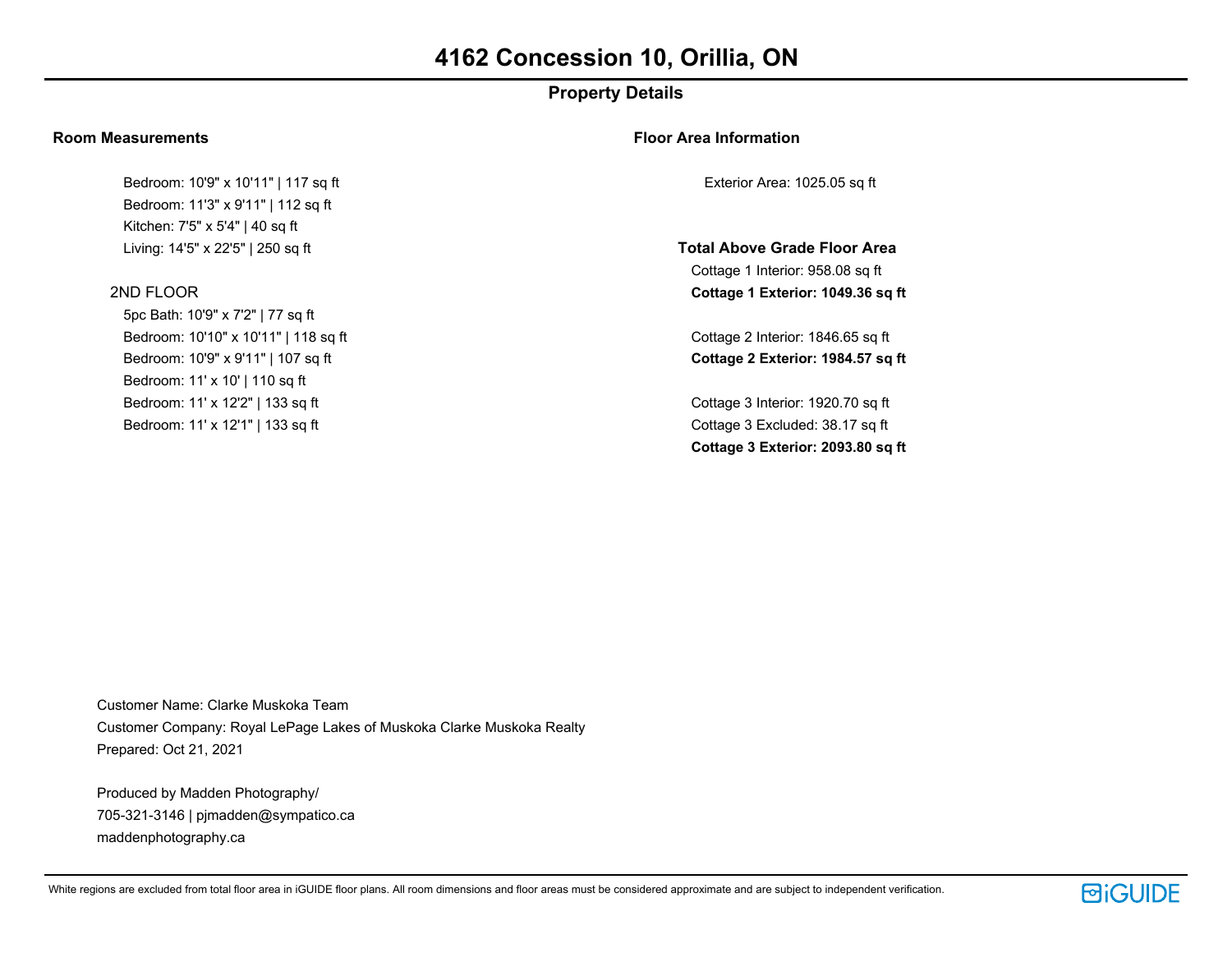# 4162 Concession 10, Orillia, ON

## Property Details

### Room Measurements

- Bedroom: 10'9" x 10'11" | 117 sq ft
- Bedroom: 11'3" x 9'11" | 112 sq ft
- Kitchen: 7'5" x 5'4" | 40 sq ft
- Living: 14'5" x 22'5" | 250 sq ft

2ND FLOOR

- 5pc Bath: 10'9" x 7'2" | 77 sq ft
- Bedroom: 10'10" x 10'11" | 118 sq ft
- Bedroom: 10'9" x 9'11" | 107 sq ft
- Bedroom: 11' x 10' | 110 sq ft
- Bedroom: 11' x 12'2" | 133 sq ft
- Bedroom: 11' x 12'1" | 133 sq ft

### Floor Area Information

Exterior Area: 1025.05 sq ft

**Total Above Grade Floor Area**

Cottage 1 Interior: 958.08 sq ft
**Cottage 1 Exterior: 1049.36 sq ft**

Cottage 2 Interior: 1846.65 sq ft
**Cottage 2 Exterior: 1984.57 sq ft**

Cottage 3 Interior: 1920.70 sq ft
Cottage 3 Excluded: 38.17 sq ft
**Cottage 3 Exterior: 2093.80 sq ft**

Customer Name: Clarke Muskoka Team
Customer Company: Royal LePage Lakes of Muskoka Clarke Muskoka Realty
Prepared: Oct 21, 2021

Produced by Madden Photography/
705-321-3146 | pjmadden@sympatico.ca
maddenphotography.ca

White regions are excluded from total floor area in iGUIDE floor plans. All room dimensions and floor areas must be considered approximate and are subject to independent verification.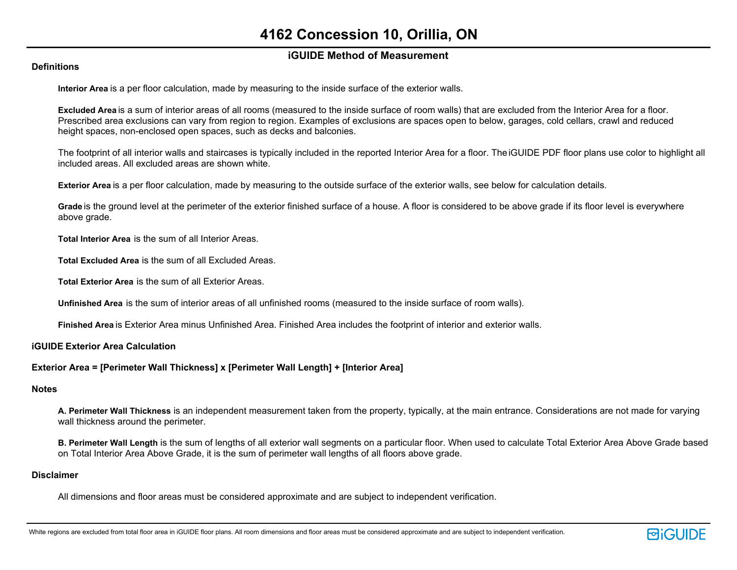# 4162 Concession 10, Orillia, ON

## iGUIDE Method of Measurement

### Definitions

**Interior Area** is a per floor calculation, made by measuring to the inside surface of the exterior walls.

**Excluded Area** is a sum of interior areas of all rooms (measured to the inside surface of room walls) that are excluded from the Interior Area for a floor. Prescribed area exclusions can vary from region to region. Examples of exclusions are spaces open to below, garages, cold cellars, crawl and reduced height spaces, non-enclosed open spaces, such as decks and balconies.

The footprint of all interior walls and staircases is typically included in the reported Interior Area for a floor. The iGUIDE PDF floor plans use color to highlight all included areas. All excluded areas are shown white.

**Exterior Area** is a per floor calculation, made by measuring to the outside surface of the exterior walls, see below for calculation details.

**Grade** is the ground level at the perimeter of the exterior finished surface of a house. A floor is considered to be above grade if its floor level is everywhere above grade.

**Total Interior Area** is the sum of all Interior Areas.

**Total Excluded Area** is the sum of all Excluded Areas.

**Total Exterior Area** is the sum of all Exterior Areas.

**Unfinished Area** is the sum of interior areas of all unfinished rooms (measured to the inside surface of room walls).

**Finished Area** is Exterior Area minus Unfinished Area. Finished Area includes the footprint of interior and exterior walls.

### iGUIDE Exterior Area Calculation

**Exterior Area = [Perimeter Wall Thickness] x [Perimeter Wall Length] + [Interior Area]**

### Notes

**A. Perimeter Wall Thickness** is an independent measurement taken from the property, typically, at the main entrance. Considerations are not made for varying wall thickness around the perimeter.

**B. Perimeter Wall Length** is the sum of lengths of all exterior wall segments on a particular floor. When used to calculate Total Exterior Area Above Grade based on Total Interior Area Above Grade, it is the sum of perimeter wall lengths of all floors above grade.

### Disclaimer

All dimensions and floor areas must be considered approximate and are subject to independent verification.

White regions are excluded from total floor area in iGUIDE floor plans. All room dimensions and floor areas must be considered approximate and are subject to independent verification.